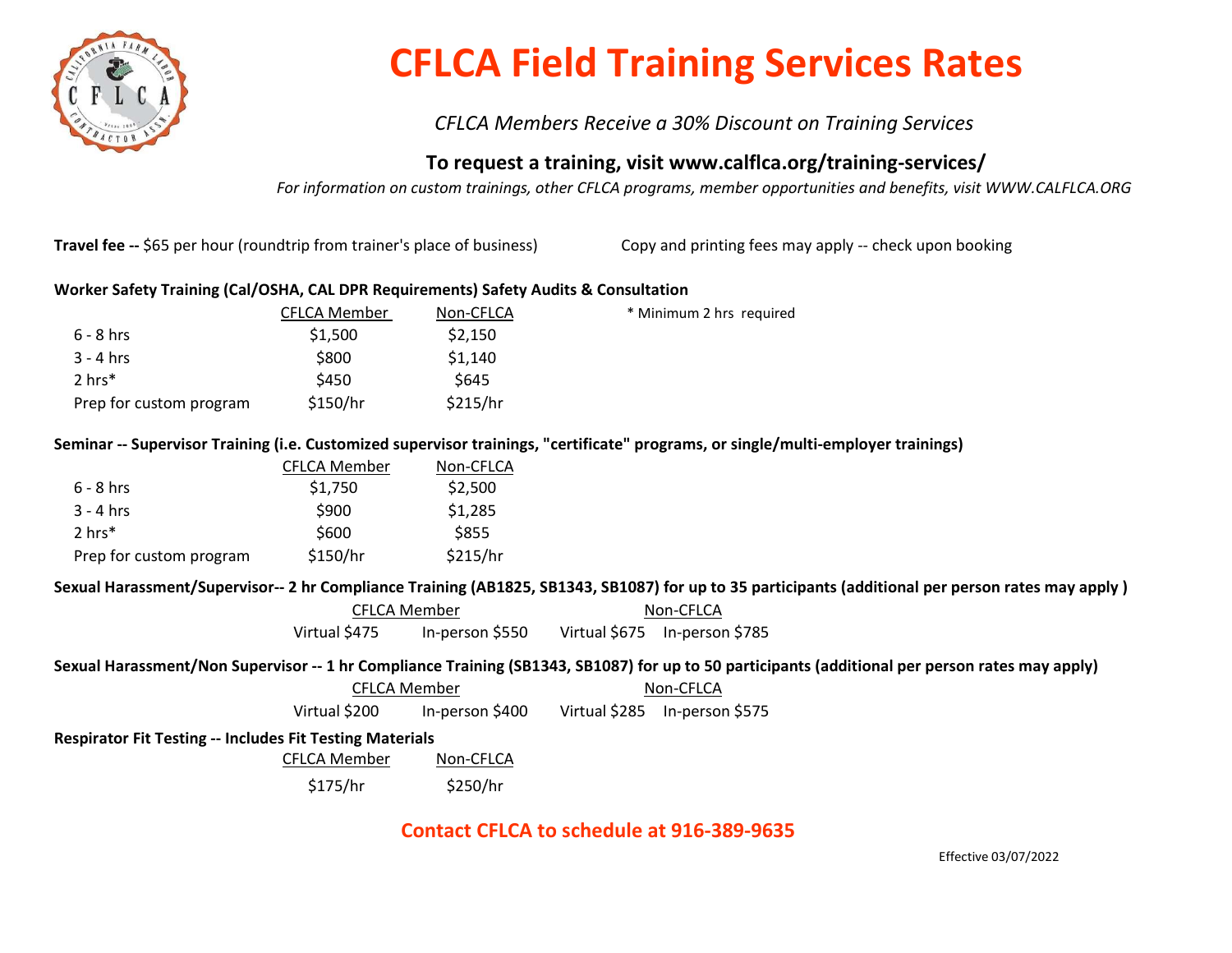# CFLCA Field Training Services Rates

*CFLCA Members Receive a 30% Discount on Training Services*

**To request a training, visit www.calflca.org/training-services/**

*For information on custom trainings, other CFLCA programs, member opportunities and benefits, visit WWW.CALFLCA.ORG*

**Travel fee --** $65 per hour (roundtrip from trainer's place of business)

Copy and printing fees may apply -- check upon booking

**Worker Safety Training (Cal/OSHA, CAL DPR Requirements) Safety Audits & Consultation**

| | CFLCA Member | Non-CFLCA |
|---|---|---|
| 6 - 8 hrs | $1,500 | $2,150 |
| 3 - 4 hrs | $800 | $1,140 |
| 2 hrs* | $450 | $645 |
| Prep for custom program | $150/hr | $215/hr |

\* Minimum 2 hrs required

**Seminar -- Supervisor Training (i.e. Customized supervisor trainings, "certificate" programs, or single/multi-employer trainings)**

| | CFLCA Member | Non-CFLCA |
|---|---|---|
| 6 - 8 hrs | $1,750 | $2,500 |
| 3 - 4 hrs | $900 | $1,285 |
| 2 hrs* | $600 | $855 |
| Prep for custom program | $150/hr | $215/hr |

**Sexual Harassment/Supervisor-- 2 hr Compliance Training (AB1825, SB1343, SB1087) for up to 35 participants (additional per person rates may apply )**

| CFLCA Member | | Non-CFLCA | |
|---|---|---|---|
| Virtual $475 | In-person $550 | Virtual $675 | In-person $785 |

**Sexual Harassment/Non Supervisor -- 1 hr Compliance Training (SB1343, SB1087) for up to 50 participants (additional per person rates may apply)**

| CFLCA Member | | Non-CFLCA | |
|---|---|---|---|
| Virtual $200 | In-person $400 | Virtual $285 | In-person $575 |

**Respirator Fit Testing -- Includes Fit Testing Materials**

| CFLCA Member | Non-CFLCA |
|---|---|
| $175/hr | $250/hr |

**Contact CFLCA to schedule at 916-389-9635**

Effective 03/07/2022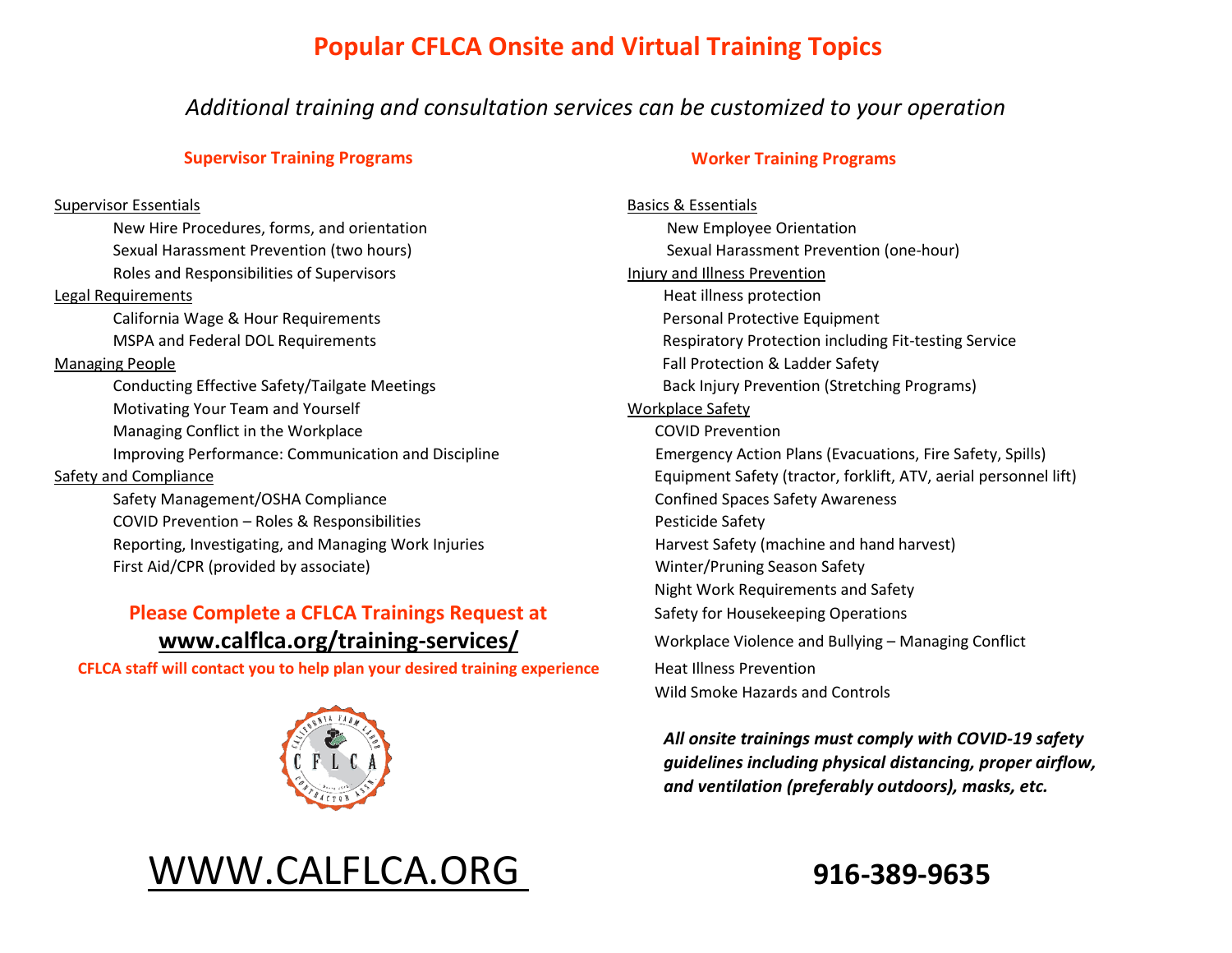# Popular CFLCA Onsite and Virtual Training Topics

*Additional training and consultation services can be customized to your operation*

## Supervisor Training Programs

Supervisor Essentials

- New Hire Procedures, forms, and orientation
- Sexual Harassment Prevention (two hours)
- Roles and Responsibilities of Supervisors

Legal Requirements

- California Wage & Hour Requirements
- MSPA and Federal DOL Requirements

Managing People

- Conducting Effective Safety/Tailgate Meetings
- Motivating Your Team and Yourself
- Managing Conflict in the Workplace
- Improving Performance: Communication and Discipline

Safety and Compliance

- Safety Management/OSHA Compliance
- COVID Prevention – Roles & Responsibilities
- Reporting, Investigating, and Managing Work Injuries
- First Aid/CPR (provided by associate)

**Please Complete a CFLCA Trainings Request at**

**www.calflca.org/training-services/**

**CFLCA staff will contact you to help plan your desired training experience**

## Worker Training Programs

Basics & Essentials

- New Employee Orientation
- Sexual Harassment Prevention (one-hour)

Injury and Illness Prevention

- Heat illness protection
- Personal Protective Equipment
- Respiratory Protection including Fit-testing Service
- Fall Protection & Ladder Safety
- Back Injury Prevention (Stretching Programs)

Workplace Safety

- COVID Prevention
- Emergency Action Plans (Evacuations, Fire Safety, Spills)
- Equipment Safety (tractor, forklift, ATV, aerial personnel lift)
- Confined Spaces Safety Awareness
- Pesticide Safety
- Harvest Safety (machine and hand harvest)
- Winter/Pruning Season Safety
- Night Work Requirements and Safety
- Safety for Housekeeping Operations
- Workplace Violence and Bullying – Managing Conflict
- Heat Illness Prevention
- Wild Smoke Hazards and Controls

***All onsite trainings must comply with COVID-19 safety guidelines including physical distancing, proper airflow, and ventilation (preferably outdoors), masks, etc.***

WWW.CALFLCA.ORG

**916-389-9635**